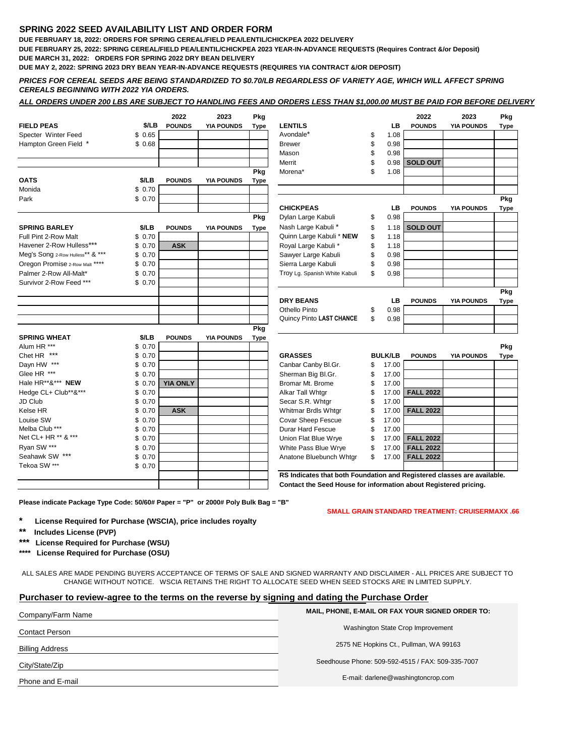## SPRING 2022 SEED AVAILABILITY LIST AND ORDER FORM

**DUE FEBRUARY 18, 2022: ORDERS FOR SPRING CEREAL/FIELD PEA/LENTIL/CHICKPEA 2022 DELIVERY**

**DUE FEBRUARY 25, 2022: SPRING CEREAL/FIELD PEA/LENTIL/CHICKPEA 2023 YEAR-IN-ADVANCE REQUESTS (Requires Contract &/or Deposit)**

**DUE MARCH 31, 2022: ORDERS FOR SPRING 2022 DRY BEAN DELIVERY**

**DUE MAY 2, 2022: SPRING 2023 DRY BEAN YEAR-IN-ADVANCE REQUESTS (REQUIRES YIA CONTRACT &/OR DEPOSIT)**

***PRICES FOR CEREAL SEEDS ARE BEING STANDARDIZED TO $0.70/LB REGARDLESS OF VARIETY AGE, WHICH WILL AFFECT SPRING CEREALS BEGINNING WITH 2022 YIA ORDERS.***

***ALL ORDERS UNDER 200 LBS ARE SUBJECT TO HANDLING FEES AND ORDERS LESS THAN $1,000.00 MUST BE PAID FOR BEFORE DELIVERY***

| FIELD PEAS | $/LB | 2022 POUNDS | 2023 YIA POUNDS | Pkg Type |
|---|---|---|---|---|
| Specter Winter Feed | $ 0.65 | | | |
| Hampton Green Field * | $ 0.68 | | | |

| OATS | $/LB | POUNDS | YIA POUNDS | Pkg Type |
|---|---|---|---|---|
| Monida | $ 0.70 | | | |
| Park | $ 0.70 | | | |

| SPRING BARLEY | $/LB | POUNDS | YIA POUNDS | Pkg Type |
|---|---|---|---|---|
| Full Pint 2-Row Malt | $ 0.70 | | | |
| Havener 2-Row Hulless*** | $ 0.70 | ASK | | |
| Meg's Song 2-Row Hulless** & *** | $ 0.70 | | | |
| Oregon Promise 2-Row Malt **** | $ 0.70 | | | |
| Palmer 2-Row All-Malt* | $ 0.70 | | | |
| Survivor 2-Row Feed *** | $ 0.70 | | | |

| SPRING WHEAT | $/LB | POUNDS | YIA POUNDS | Pkg Type |
|---|---|---|---|---|
| Alum HR *** | $ 0.70 | | | |
| Chet HR *** | $ 0.70 | | | |
| Dayn HW *** | $ 0.70 | | | |
| Glee HR *** | $ 0.70 | | | |
| Hale HR**&*** **NEW** | $ 0.70 | YIA ONLY | | |
| Hedge CL+ Club**&*** | $ 0.70 | | | |
| JD Club | $ 0.70 | | | |
| Kelse HR | $ 0.70 | ASK | | |
| Louise SW | $ 0.70 | | | |
| Melba Club *** | $ 0.70 | | | |
| Net CL+ HR ** & *** | $ 0.70 | | | |
| Ryan SW *** | $ 0.70 | | | |
| Seahawk SW *** | $ 0.70 | | | |
| Tekoa SW *** | $ 0.70 | | | |

| LENTILS | LB | 2022 POUNDS | 2023 YIA POUNDS | Pkg Type |
|---|---|---|---|---|
| Avondale* | $ 1.08 | | | |
| Brewer | $ 0.98 | | | |
| Mason | $ 0.98 | | | |
| Merrit | $ 0.98 | SOLD OUT | | |
| Morena* | $ 1.08 | | | |

| CHICKPEAS | LB | POUNDS | YIA POUNDS | Pkg Type |
|---|---|---|---|---|
| Dylan Large Kabuli | $ 0.98 | | | |
| Nash Large Kabuli * | $ 1.18 | SOLD OUT | | |
| Quinn Large Kabuli * **NEW** | $ 1.18 | | | |
| Royal Large Kabuli * | $ 1.18 | | | |
| Sawyer Large Kabuli | $ 0.98 | | | |
| Sierra Large Kabuli | $ 0.98 | | | |
| Troy Lg. Spanish White Kabuli | $ 0.98 | | | |

| DRY BEANS | LB | POUNDS | YIA POUNDS | Pkg Type |
|---|---|---|---|---|
| Othello Pinto | $ 0.98 | | | |
| Quincy Pinto **LAST CHANCE** | $ 0.98 | | | |

| GRASSES | BULK/LB | POUNDS | YIA POUNDS | Pkg Type |
|---|---|---|---|---|
| Canbar Canby Bl.Gr. | $ 17.00 | | | |
| Sherman Big Bl.Gr. | $ 17.00 | | | |
| Bromar Mt. Brome | $ 17.00 | | | |
| Alkar Tall Whtgr | $ 17.00 | FALL 2022 | | |
| Secar S.R. Whtgr | $ 17.00 | | | |
| Whitmar Brdls Whtgr | $ 17.00 | FALL 2022 | | |
| Covar Sheep Fescue | $ 17.00 | | | |
| Durar Hard Fescue | $ 17.00 | | | |
| Union Flat Blue Wrye | $ 17.00 | FALL 2022 | | |
| White Pass Blue Wrye | $ 17.00 | FALL 2022 | | |
| Anatone Bluebunch Whtgr | $ 17.00 | FALL 2022 | | |

**RS Indicates that both Foundation and Registered classes are available. Contact the Seed House for information about Registered pricing.**

**Please indicate Package Type Code: 50/60# Paper = "P" or 2000# Poly Bulk Bag = "B"**

**SMALL GRAIN STANDARD TREATMENT: CRUISERMAXX .66**

- **\* License Required for Purchase (WSCIA), price includes royalty**
- **\*\* Includes License (PVP)**
- **\*\*\* License Required for Purchase (WSU)**
- **\*\*\*\* License Required for Purchase (OSU)**

ALL SALES ARE MADE PENDING BUYERS ACCEPTANCE OF TERMS OF SALE AND SIGNED WARRANTY AND DISCLAIMER - ALL PRICES ARE SUBJECT TO CHANGE WITHOUT NOTICE. WSCIA RETAINS THE RIGHT TO ALLOCATE SEED WHEN SEED STOCKS ARE IN LIMITED SUPPLY.

**Purchaser to review-agree to the terms on the reverse by signing and dating the Purchase Order**

Company/Farm Name

Contact Person

Billing Address

City/State/Zip

Phone and E-mail

**MAIL, PHONE, E-MAIL OR FAX YOUR SIGNED ORDER TO:**

Washington State Crop Improvement

2575 NE Hopkins Ct., Pullman, WA 99163

Seedhouse Phone: 509-592-4515 / FAX: 509-335-7007

E-mail: darlene@washingtoncrop.com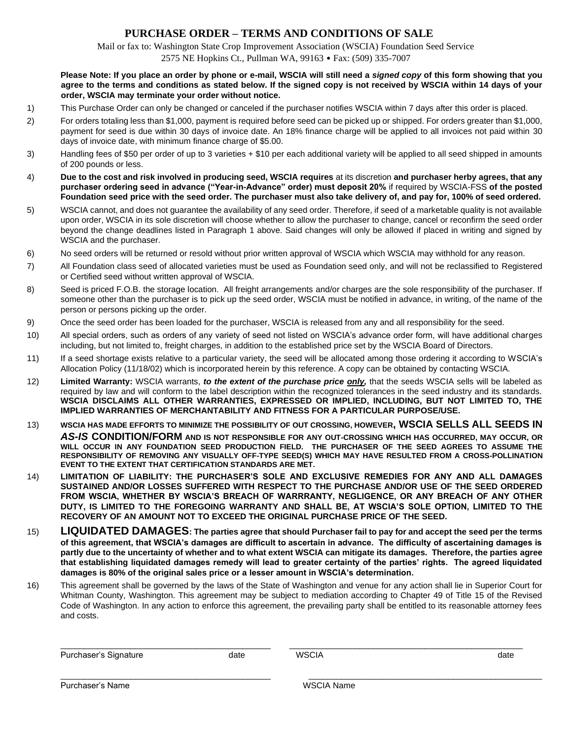## PURCHASE ORDER – TERMS AND CONDITIONS OF SALE

Mail or fax to: Washington State Crop Improvement Association (WSCIA) Foundation Seed Service

2575 NE Hopkins Ct., Pullman WA, 99163 • Fax: (509) 335-7007

**Please Note: If you place an order by phone or e-mail, WSCIA will still need a *signed copy* of this form showing that you agree to the terms and conditions as stated below. If the signed copy is not received by WSCIA within 14 days of your order, WSCIA may terminate your order without notice.**

1) This Purchase Order can only be changed or canceled if the purchaser notifies WSCIA within 7 days after this order is placed.

2) For orders totaling less than $1,000, payment is required before seed can be picked up or shipped. For orders greater than $1,000, payment for seed is due within 30 days of invoice date. An 18% finance charge will be applied to all invoices not paid within 30 days of invoice date, with minimum finance charge of $5.00.

3) Handling fees of $50 per order of up to 3 varieties + $10 per each additional variety will be applied to all seed shipped in amounts of 200 pounds or less.

4) **Due to the cost and risk involved in producing seed, WSCIA requires** at its discretion **and purchaser herby agrees, that any purchaser ordering seed in advance ("Year-in-Advance" order) must deposit 20%** if required by WSCIA-FSS **of the posted Foundation seed price with the seed order. The purchaser must also take delivery of, and pay for, 100% of seed ordered.**

5) WSCIA cannot, and does not guarantee the availability of any seed order. Therefore, if seed of a marketable quality is not available upon order, WSCIA in its sole discretion will choose whether to allow the purchaser to change, cancel or reconfirm the seed order beyond the change deadlines listed in Paragraph 1 above. Said changes will only be allowed if placed in writing and signed by WSCIA and the purchaser.

6) No seed orders will be returned or resold without prior written approval of WSCIA which WSCIA may withhold for any reason.

7) All Foundation class seed of allocated varieties must be used as Foundation seed only, and will not be reclassified to Registered or Certified seed without written approval of WSCIA.

8) Seed is priced F.O.B. the storage location. All freight arrangements and/or charges are the sole responsibility of the purchaser. If someone other than the purchaser is to pick up the seed order, WSCIA must be notified in advance, in writing, of the name of the person or persons picking up the order.

9) Once the seed order has been loaded for the purchaser, WSCIA is released from any and all responsibility for the seed.

10) All special orders, such as orders of any variety of seed not listed on WSCIA's advance order form, will have additional charges including, but not limited to, freight charges, in addition to the established price set by the WSCIA Board of Directors.

11) If a seed shortage exists relative to a particular variety, the seed will be allocated among those ordering it according to WSCIA's Allocation Policy (11/18/02) which is incorporated herein by this reference. A copy can be obtained by contacting WSCIA.

12) **Limited Warranty:** WSCIA warrants, ***to the extent of the purchase price only,*** that the seeds WSCIA sells will be labeled as required by law and will conform to the label description within the recognized tolerances in the seed industry and its standards. **WSCIA DISCLAIMS ALL OTHER WARRANTIES, EXPRESSED OR IMPLIED, INCLUDING, BUT NOT LIMITED TO, THE IMPLIED WARRANTIES OF MERCHANTABILITY AND FITNESS FOR A PARTICULAR PURPOSE/USE.**

13) **WSCIA HAS MADE EFFORTS TO MINIMIZE THE POSSIBILITY OF OUT CROSSING, HOWEVER, WSCIA SELLS ALL SEEDS IN *AS-IS* CONDITION/FORM AND IS NOT RESPONSIBLE FOR ANY OUT-CROSSING WHICH HAS OCCURRED, MAY OCCUR, OR WILL OCCUR IN ANY FOUNDATION SEED PRODUCTION FIELD. THE PURCHASER OF THE SEED AGREES TO ASSUME THE RESPONSIBILITY OF REMOVING ANY VISUALLY OFF-TYPE SEED(S) WHICH MAY HAVE RESULTED FROM A CROSS-POLLINATION EVENT TO THE EXTENT THAT CERTIFICATION STANDARDS ARE MET.**

14) **LIMITATION OF LIABILITY: THE PURCHASER'S SOLE AND EXCLUSIVE REMEDIES FOR ANY AND ALL DAMAGES SUSTAINED AND/OR LOSSES SUFFERED WITH RESPECT TO THE PURCHASE AND/OR USE OF THE SEED ORDERED FROM WSCIA, WHETHER BY WSCIA'S BREACH OF WARRRANTY, NEGLIGENCE, OR ANY BREACH OF ANY OTHER DUTY, IS LIMITED TO THE FOREGOING WARRANTY AND SHALL BE, AT WSCIA'S SOLE OPTION, LIMITED TO THE RECOVERY OF AN AMOUNT NOT TO EXCEED THE ORIGINAL PURCHASE PRICE OF THE SEED.**

15) **LIQUIDATED DAMAGES: The parties agree that should Purchaser fail to pay for and accept the seed per the terms of this agreement, that WSCIA's damages are difficult to ascertain in advance. The difficulty of ascertaining damages is partly due to the uncertainty of whether and to what extent WSCIA can mitigate its damages. Therefore, the parties agree that establishing liquidated damages remedy will lead to greater certainty of the parties' rights. The agreed liquidated damages is 80% of the original sales price or a lesser amount in WSCIA's determination.**

16) This agreement shall be governed by the laws of the State of Washington and venue for any action shall lie in Superior Court for Whitman County, Washington. This agreement may be subject to mediation according to Chapter 49 of Title 15 of the Revised Code of Washington. In any action to enforce this agreement, the prevailing party shall be entitled to its reasonable attorney fees and costs.

\_\_\_\_\_\_\_\_\_\_\_\_\_\_\_\_\_\_\_\_\_\_\_\_\_\_\_\_\_\_\_\_\_\_\_\_\_\_\_\_ \_\_\_\_\_\_\_\_\_\_\_\_\_\_\_\_\_\_\_\_\_\_\_\_\_\_\_\_\_\_\_\_\_\_\_\_\_\_\_\_

Purchaser's Signature date WSCIA date

\_\_\_\_\_\_\_\_\_\_\_\_\_\_\_\_\_\_\_\_\_\_\_\_\_\_\_\_\_\_\_\_\_\_\_\_\_\_\_\_ \_\_\_\_\_\_\_\_\_\_\_\_\_\_\_\_\_\_\_\_\_\_\_\_\_\_\_\_\_\_\_\_\_\_\_\_\_\_\_\_

Purchaser's Name WSCIA Name